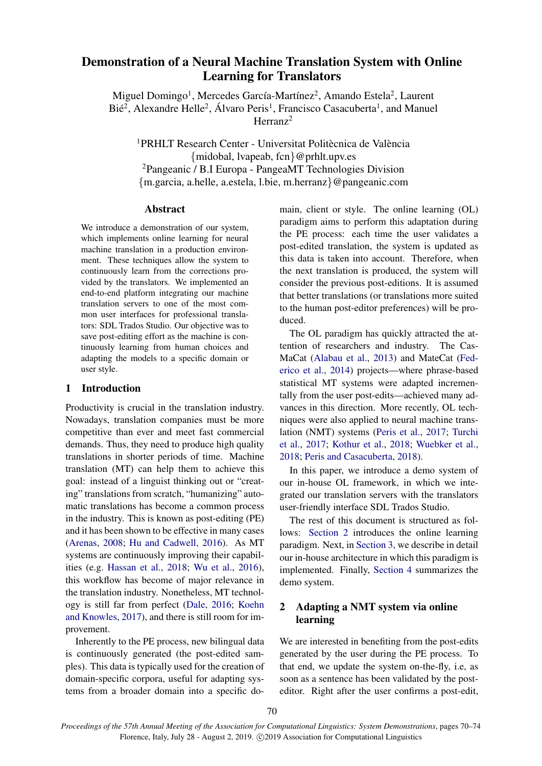# Demonstration of a Neural Machine Translation System with Online Learning for Translators

Miguel Domingo[1], Mercedes García-Martínez[2], Amando Estela[2], Laurent Bié[2], Alexandre Helle[2], Álvaro Peris[1], Francisco Casacuberta[1], and Manuel Herranz[2]

[1]PRHLT Research Center - Universitat Politècnica de València
{midobal, lvapeab, fcn}@prhlt.upv.es
[2]Pangeanic / B.I Europa - PangeaMT Technologies Division
{m.garcia, a.helle, a.estela, l.bie, m.herranz}@pangeanic.com

## Abstract

We introduce a demonstration of our system, which implements online learning for neural machine translation in a production environment. These techniques allow the system to continuously learn from the corrections provided by the translators. We implemented an end-to-end platform integrating our machine translation servers to one of the most common user interfaces for professional translators: SDL Trados Studio. Our objective was to save post-editing effort as the machine is continuously learning from human choices and adapting the models to a specific domain or user style.

## 1 Introduction

Productivity is crucial in the translation industry. Nowadays, translation companies must be more competitive than ever and meet fast commercial demands. Thus, they need to produce high quality translations in shorter periods of time. Machine translation (MT) can help them to achieve this goal: instead of a linguist thinking out or "creating" translations from scratch, "humanizing" automatic translations has become a common process in the industry. This is known as post-editing (PE) and it has been shown to be effective in many cases (Arenas, 2008; Hu and Cadwell, 2016). As MT systems are continuously improving their capabilities (e.g. Hassan et al., 2018; Wu et al., 2016), this workflow has become of major relevance in the translation industry. Nonetheless, MT technology is still far from perfect (Dale, 2016; Koehn and Knowles, 2017), and there is still room for improvement.

Inherently to the PE process, new bilingual data is continuously generated (the post-edited samples). This data is typically used for the creation of domain-specific corpora, useful for adapting systems from a broader domain into a specific domain, client or style. The online learning (OL) paradigm aims to perform this adaptation during the PE process: each time the user validates a post-edited translation, the system is updated as this data is taken into account. Therefore, when the next translation is produced, the system will consider the previous post-editions. It is assumed that better translations (or translations more suited to the human post-editor preferences) will be produced.

The OL paradigm has quickly attracted the attention of researchers and industry. The CasMaCat (Alabau et al., 2013) and MateCat (Federico et al., 2014) projects—where phrase-based statistical MT systems were adapted incrementally from the user post-edits—achieved many advances in this direction. More recently, OL techniques were also applied to neural machine translation (NMT) systems (Peris et al., 2017; Turchi et al., 2017; Kothur et al., 2018; Wuebker et al., 2018; Peris and Casacuberta, 2018).

In this paper, we introduce a demo system of our in-house OL framework, in which we integrated our translation servers with the translators user-friendly interface SDL Trados Studio.

The rest of this document is structured as follows: Section 2 introduces the online learning paradigm. Next, in Section 3, we describe in detail our in-house architecture in which this paradigm is implemented. Finally, Section 4 summarizes the demo system.

## 2 Adapting a NMT system via online learning

We are interested in benefiting from the post-edits generated by the user during the PE process. To that end, we update the system on-the-fly, i.e, as soon as a sentence has been validated by the post-editor. Right after the user confirms a post-edit,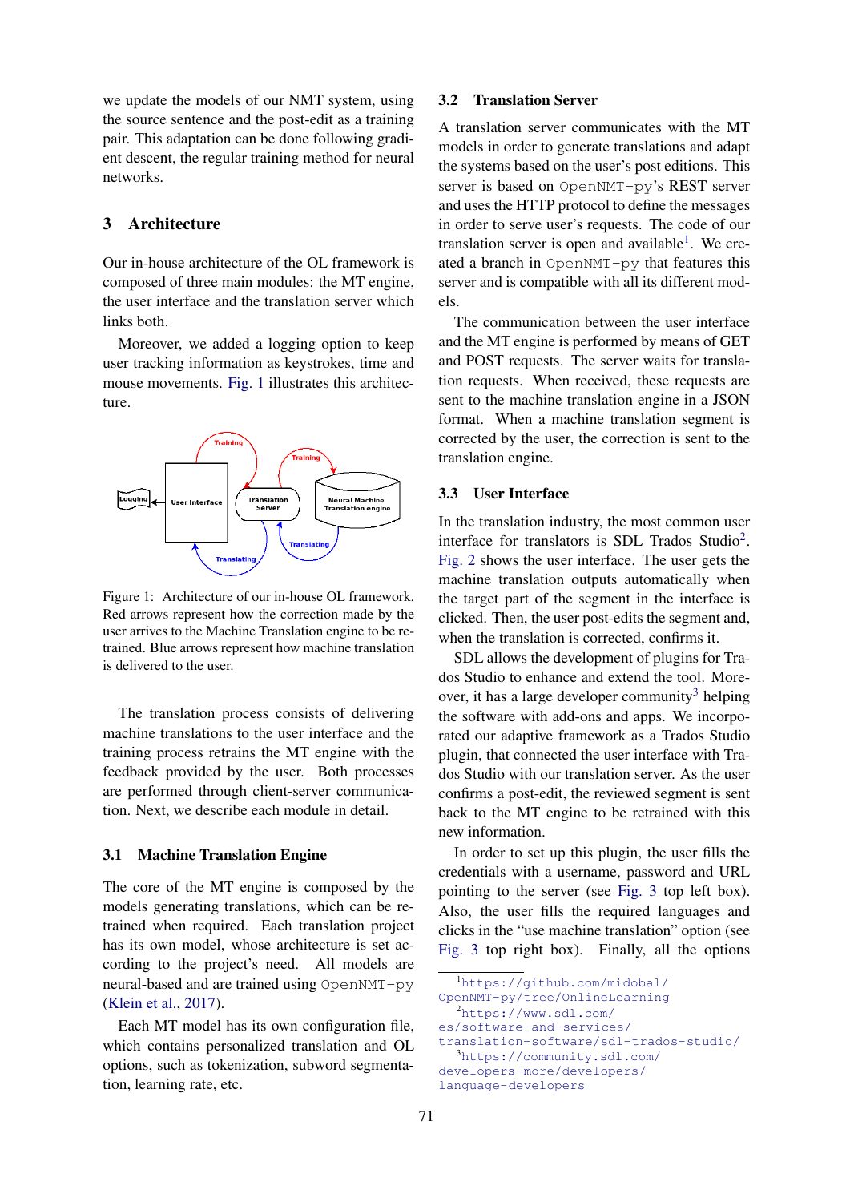we update the models of our NMT system, using the source sentence and the post-edit as a training pair. This adaptation can be done following gradient descent, the regular training method for neural networks.

## 3 Architecture

Our in-house architecture of the OL framework is composed of three main modules: the MT engine, the user interface and the translation server which links both.

Moreover, we added a logging option to keep user tracking information as keystrokes, time and mouse movements. Fig. 1 illustrates this architecture.

Figure 1: Architecture of our in-house OL framework. Red arrows represent how the correction made by the user arrives to the Machine Translation engine to be retrained. Blue arrows represent how machine translation is delivered to the user.

The translation process consists of delivering machine translations to the user interface and the training process retrains the MT engine with the feedback provided by the user. Both processes are performed through client-server communication. Next, we describe each module in detail.

### 3.1 Machine Translation Engine

The core of the MT engine is composed by the models generating translations, which can be retrained when required. Each translation project has its own model, whose architecture is set according to the project's need. All models are neural-based and are trained using OpenNMT-py (Klein et al., 2017).

Each MT model has its own configuration file, which contains personalized translation and OL options, such as tokenization, subword segmentation, learning rate, etc.

### 3.2 Translation Server

A translation server communicates with the MT models in order to generate translations and adapt the systems based on the user's post editions. This server is based on OpenNMT-py's REST server and uses the HTTP protocol to define the messages in order to serve user's requests. The code of our translation server is open and available[1]. We created a branch in OpenNMT-py that features this server and is compatible with all its different models.

The communication between the user interface and the MT engine is performed by means of GET and POST requests. The server waits for translation requests. When received, these requests are sent to the machine translation engine in a JSON format. When a machine translation segment is corrected by the user, the correction is sent to the translation engine.

### 3.3 User Interface

In the translation industry, the most common user interface for translators is SDL Trados Studio[2]. Fig. 2 shows the user interface. The user gets the machine translation outputs automatically when the target part of the segment in the interface is clicked. Then, the user post-edits the segment and, when the translation is corrected, confirms it.

SDL allows the development of plugins for Trados Studio to enhance and extend the tool. Moreover, it has a large developer community[3] helping the software with add-ons and apps. We incorporated our adaptive framework as a Trados Studio plugin, that connected the user interface with Trados Studio with our translation server. As the user confirms a post-edit, the reviewed segment is sent back to the MT engine to be retrained with this new information.

In order to set up this plugin, the user fills the credentials with a username, password and URL pointing to the server (see Fig. 3 top left box). Also, the user fills the required languages and clicks in the "use machine translation" option (see Fig. 3 top right box). Finally, all the options

[1] https://github.com/midobal/OpenNMT-py/tree/OnlineLearning

[2] https://www.sdl.com/es/software-and-services/translation-software/sdl-trados-studio/

[3] https://community.sdl.com/developers-more/developers/language-developers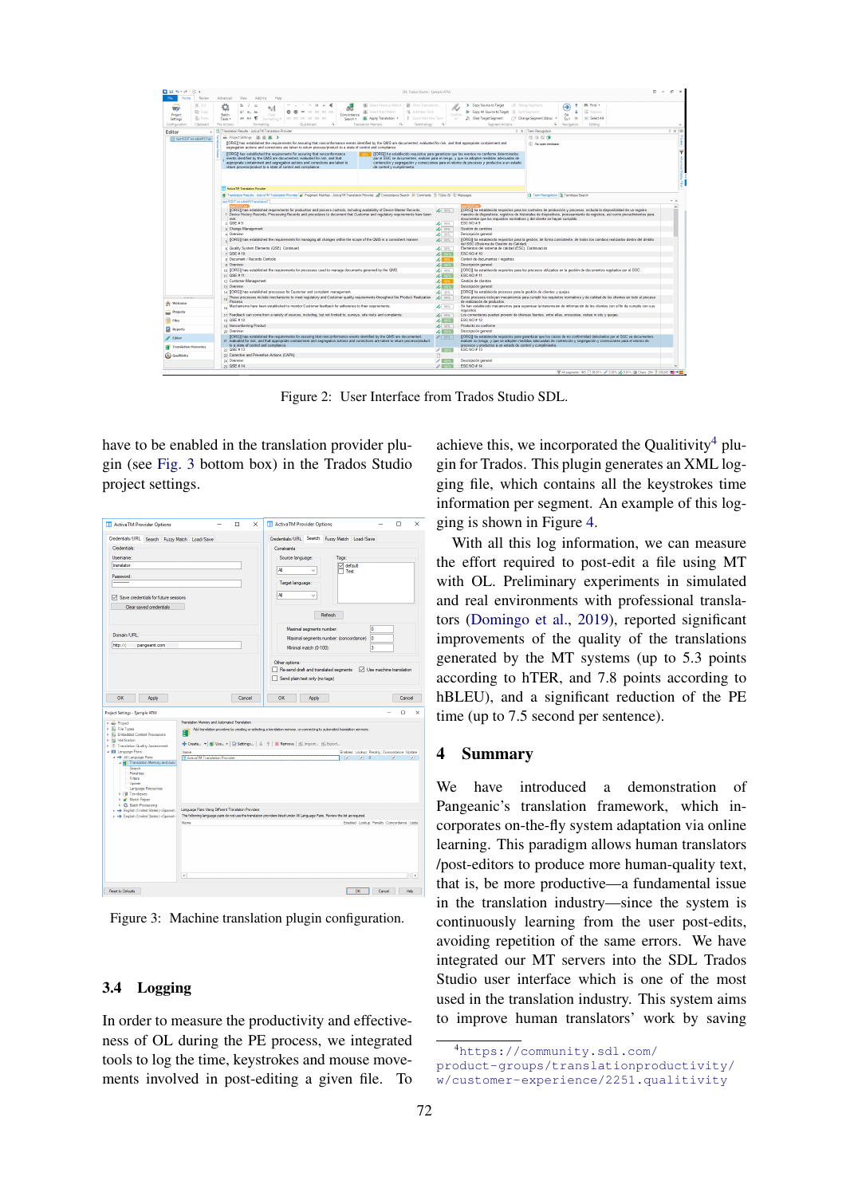Figure 2: User Interface from Trados Studio SDL.

have to be enabled in the translation provider plugin (see Fig. 3 bottom box) in the Trados Studio project settings.

Figure 3: Machine translation plugin configuration.

### 3.4 Logging

In order to measure the productivity and effectiveness of OL during the PE process, we integrated tools to log the time, keystrokes and mouse movements involved in post-editing a given file. To achieve this, we incorporated the Qualitivity[4] plugin for Trados. This plugin generates an XML logging file, which contains all the keystrokes time information per segment. An example of this logging is shown in Figure 4.

With all this log information, we can measure the effort required to post-edit a file using MT with OL. Preliminary experiments in simulated and real environments with professional translators (Domingo et al., 2019), reported significant improvements of the quality of the translations generated by the MT systems (up to 5.3 points according to hTER, and 7.8 points according to hBLEU), and a significant reduction of the PE time (up to 7.5 second per sentence).

## 4 Summary

We have introduced a demonstration of Pangeanic's translation framework, which incorporates on-the-fly system adaptation via online learning. This paradigm allows human translators /post-editors to produce more human-quality text, that is, be more productive—a fundamental issue in the translation industry—since the system is continuously learning from the user post-edits, avoiding repetition of the same errors. We have integrated our MT servers into the SDL Trados Studio user interface which is one of the most used in the translation industry. This system aims to improve human translators' work by saving

[4] https://community.sdl.com/product-groups/translationproductivity/w/customer-experience/2251.qualitivity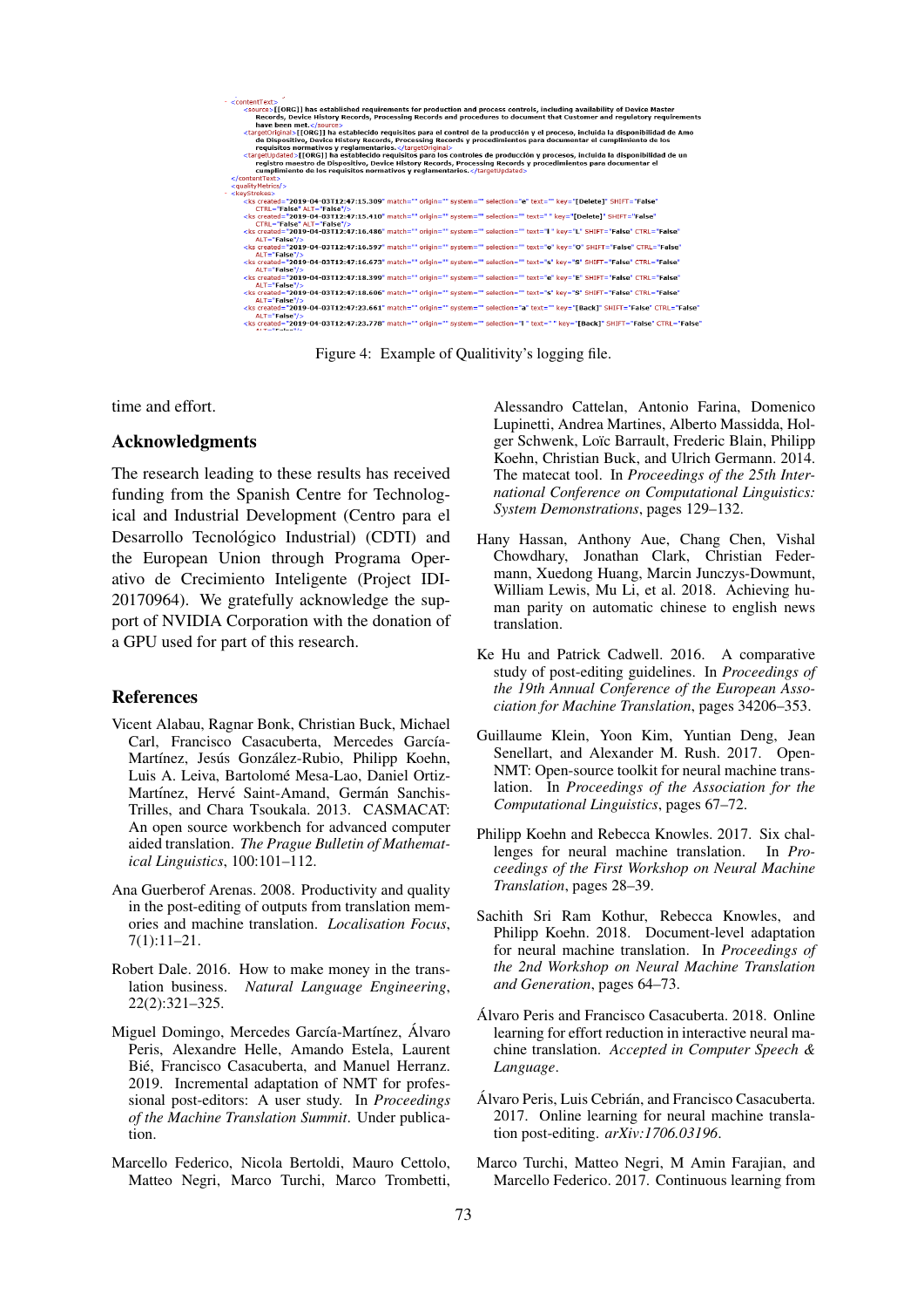```
- <contentText>
    <source>[[ORG]] has established requirements for production and process controls, including availability of Device Master
      Records, Device History Records, Processing Records and procedures to document that Customer and regulatory requirements
      have been met.</source>
    <targetOriginal>[[ORG]] ha establecido requisitos para el control de la producción y el proceso, incluida la disponibilidad de Amo
      de Dispositivo, Device History Records, Processing Records y procedimientos para documentar el cumplimiento de los
      requisitos normativos y reglamentarios.</targetOriginal>
    <targetUpdated>[[ORG]] ha establecido requisitos para los controles de producción y procesos, incluida la disponibilidad de un
      registro maestro de Dispositivo, Device History Records, Processing Records y procedimientos para documentar el
      cumplimiento de los requisitos normativos y reglamentarios.</targetUpdated>
  </contentText>
  <qualityMetrics/>
- <keyStrokes>
    <ks created="2019-04-03T12:47:15.309" match="" origin="" system="" selection="e" text="" key="[Delete]" SHIFT="False"
      CTRL="False" ALT="False"/>
    <ks created="2019-04-03T12:47:15.410" match="" origin="" system="" selection="" text=" " key="[Delete]" SHIFT="False"
      CTRL="False" ALT="False"/>
    <ks created="2019-04-03T12:47:16.486" match="" origin="" system="" selection="" text="l " key="L" SHIFT="False" CTRL="False"
      ALT="False"/>
    <ks created="2019-04-03T12:47:16.597" match="" origin="" system="" selection="" text="o" key="O" SHIFT="False" CTRL="False"
      ALT="False"/>
    <ks created="2019-04-03T12:47:16.673" match="" origin="" system="" selection="" text="s" key="S" SHIFT="False" CTRL="False"
      ALT="False"/>
    <ks created="2019-04-03T12:47:18.399" match="" origin="" system="" selection="" text="e" key="E" SHIFT="False" CTRL="False"
      ALT="False"/>
    <ks created="2019-04-03T12:47:18.606" match="" origin="" system="" selection="" text="s" key="S" SHIFT="False" CTRL="False"
      ALT="False"/>
    <ks created="2019-04-03T12:47:23.661" match="" origin="" system="" selection="a" text="" key="[Back]" SHIFT="False" CTRL="False"
      ALT="False"/>
    <ks created="2019-04-03T12:47:23.778" match="" origin="" system="" selection="l " text="" key="[Back]" SHIFT="False" CTRL="False"
```

Figure 4: Example of Qualitivity's logging file.

time and effort.

## Acknowledgments

The research leading to these results has received funding from the Spanish Centre for Technological and Industrial Development (Centro para el Desarrollo Tecnológico Industrial) (CDTI) and the European Union through Programa Operativo de Crecimiento Inteligente (Project IDI-20170964). We gratefully acknowledge the support of NVIDIA Corporation with the donation of a GPU used for part of this research.

## References

Vicent Alabau, Ragnar Bonk, Christian Buck, Michael Carl, Francisco Casacuberta, Mercedes García-Martínez, Jesús González-Rubio, Philipp Koehn, Luis A. Leiva, Bartolomé Mesa-Lao, Daniel Ortiz-Martínez, Hervé Saint-Amand, Germán Sanchis-Trilles, and Chara Tsoukala. 2013. CASMACAT: An open source workbench for advanced computer aided translation. *The Prague Bulletin of Mathematical Linguistics*, 100:101–112.

Ana Guerberof Arenas. 2008. Productivity and quality in the post-editing of outputs from translation memories and machine translation. *Localisation Focus*, 7(1):11–21.

Robert Dale. 2016. How to make money in the translation business. *Natural Language Engineering*, 22(2):321–325.

Miguel Domingo, Mercedes García-Martínez, Álvaro Peris, Alexandre Helle, Amando Estela, Laurent Bié, Francisco Casacuberta, and Manuel Herranz. 2019. Incremental adaptation of NMT for professional post-editors: A user study. In *Proceedings of the Machine Translation Summit*. Under publication.

Marcello Federico, Nicola Bertoldi, Mauro Cettolo, Matteo Negri, Marco Turchi, Marco Trombetti, Alessandro Cattelan, Antonio Farina, Domenico Lupinetti, Andrea Martines, Alberto Massidda, Holger Schwenk, Loïc Barrault, Frederic Blain, Philipp Koehn, Christian Buck, and Ulrich Germann. 2014. The matecat tool. In *Proceedings of the 25th International Conference on Computational Linguistics: System Demonstrations*, pages 129–132.

Hany Hassan, Anthony Aue, Chang Chen, Vishal Chowdhary, Jonathan Clark, Christian Federmann, Xuedong Huang, Marcin Junczys-Dowmunt, William Lewis, Mu Li, et al. 2018. Achieving human parity on automatic chinese to english news translation.

Ke Hu and Patrick Cadwell. 2016. A comparative study of post-editing guidelines. In *Proceedings of the 19th Annual Conference of the European Association for Machine Translation*, pages 34206–353.

Guillaume Klein, Yoon Kim, Yuntian Deng, Jean Senellart, and Alexander M. Rush. 2017. Open-NMT: Open-source toolkit for neural machine translation. In *Proceedings of the Association for the Computational Linguistics*, pages 67–72.

Philipp Koehn and Rebecca Knowles. 2017. Six challenges for neural machine translation. In *Proceedings of the First Workshop on Neural Machine Translation*, pages 28–39.

Sachith Sri Ram Kothur, Rebecca Knowles, and Philipp Koehn. 2018. Document-level adaptation for neural machine translation. In *Proceedings of the 2nd Workshop on Neural Machine Translation and Generation*, pages 64–73.

Álvaro Peris and Francisco Casacuberta. 2018. Online learning for effort reduction in interactive neural machine translation. *Accepted in Computer Speech & Language*.

Álvaro Peris, Luis Cebrián, and Francisco Casacuberta. 2017. Online learning for neural machine translation post-editing. *arXiv:1706.03196*.

Marco Turchi, Matteo Negri, M Amin Farajian, and Marcello Federico. 2017. Continuous learning from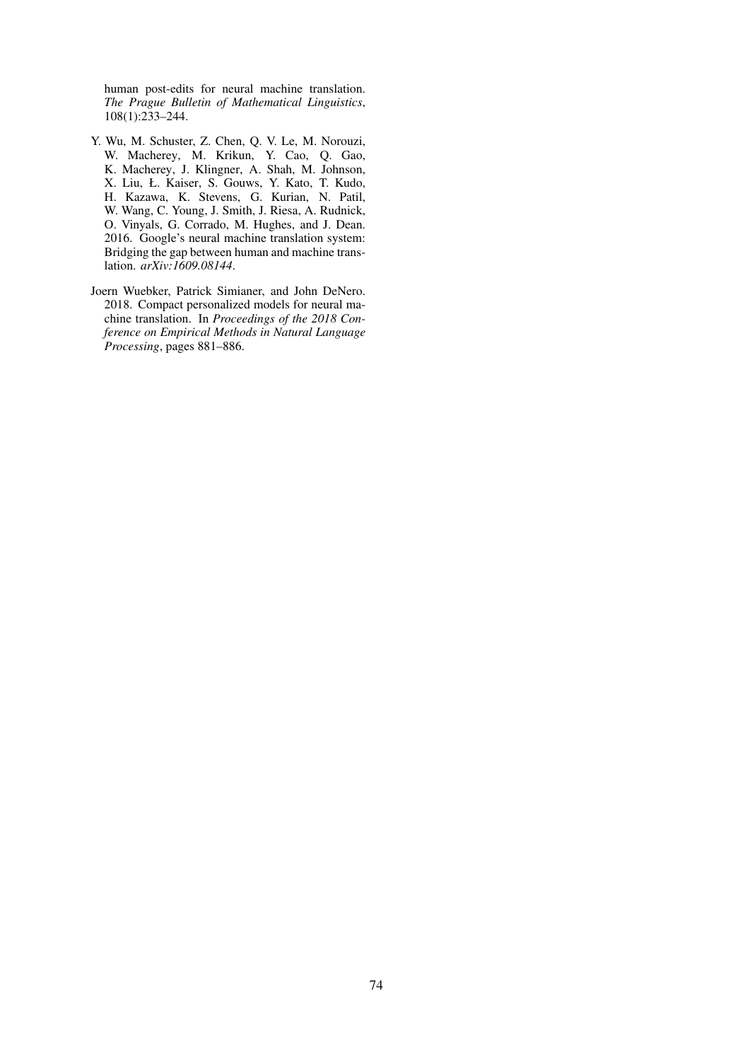human post-edits for neural machine translation. *The Prague Bulletin of Mathematical Linguistics*, 108(1):233–244.

Y. Wu, M. Schuster, Z. Chen, Q. V. Le, M. Norouzi, W. Macherey, M. Krikun, Y. Cao, Q. Gao, K. Macherey, J. Klingner, A. Shah, M. Johnson, X. Liu, Ł. Kaiser, S. Gouws, Y. Kato, T. Kudo, H. Kazawa, K. Stevens, G. Kurian, N. Patil, W. Wang, C. Young, J. Smith, J. Riesa, A. Rudnick, O. Vinyals, G. Corrado, M. Hughes, and J. Dean. 2016. Google's neural machine translation system: Bridging the gap between human and machine translation. *arXiv:1609.08144*.

Joern Wuebker, Patrick Simianer, and John DeNero. 2018. Compact personalized models for neural machine translation. In *Proceedings of the 2018 Conference on Empirical Methods in Natural Language Processing*, pages 881–886.